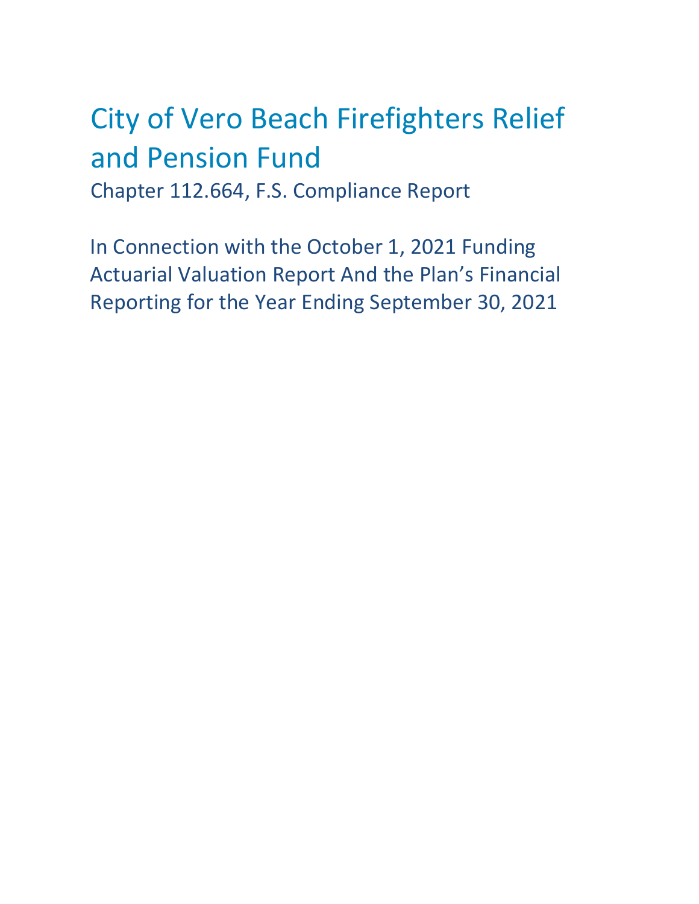# City of Vero Beach Firefighters Relief and Pension Fund

Chapter 112.664, F.S. Compliance Report

In Connection with the October 1, 2021 Funding Actuarial Valuation Report And the Plan's Financial Reporting for the Year Ending September 30, 2021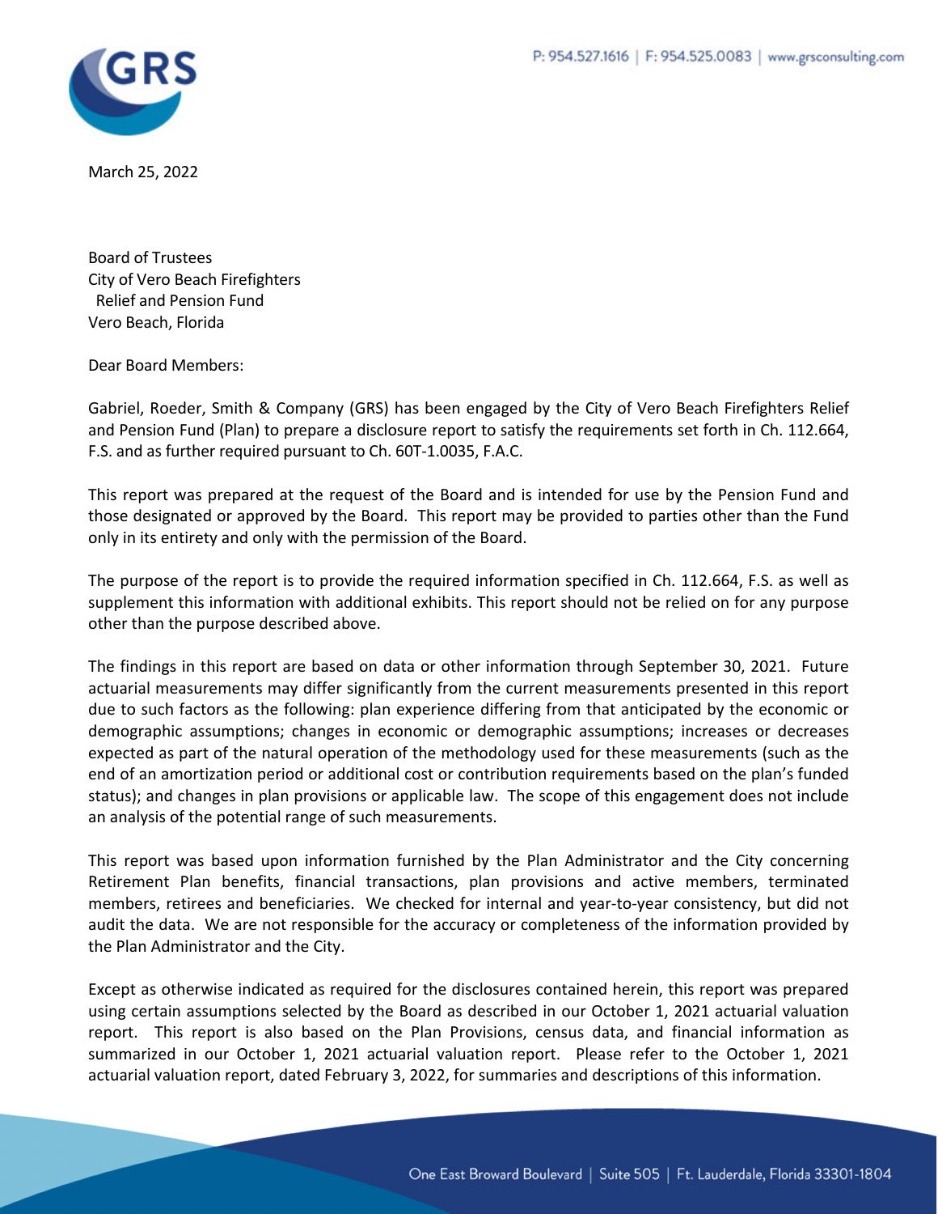March 25, 2022

Board of Trustees
City of Vero Beach Firefighters
Relief and Pension Fund
Vero Beach, Florida

Dear Board Members:

Gabriel, Roeder, Smith & Company (GRS) has been engaged by the City of Vero Beach Firefighters Relief and Pension Fund (Plan) to prepare a disclosure report to satisfy the requirements set forth in Ch. 112.664, F.S. and as further required pursuant to Ch. 60T-1.0035, F.A.C.

This report was prepared at the request of the Board and is intended for use by the Pension Fund and those designated or approved by the Board. This report may be provided to parties other than the Fund only in its entirety and only with the permission of the Board.

The purpose of the report is to provide the required information specified in Ch. 112.664, F.S. as well as supplement this information with additional exhibits. This report should not be relied on for any purpose other than the purpose described above.

The findings in this report are based on data or other information through September 30, 2021. Future actuarial measurements may differ significantly from the current measurements presented in this report due to such factors as the following: plan experience differing from that anticipated by the economic or demographic assumptions; changes in economic or demographic assumptions; increases or decreases expected as part of the natural operation of the methodology used for these measurements (such as the end of an amortization period or additional cost or contribution requirements based on the plan's funded status); and changes in plan provisions or applicable law. The scope of this engagement does not include an analysis of the potential range of such measurements.

This report was based upon information furnished by the Plan Administrator and the City concerning Retirement Plan benefits, financial transactions, plan provisions and active members, terminated members, retirees and beneficiaries. We checked for internal and year-to-year consistency, but did not audit the data. We are not responsible for the accuracy or completeness of the information provided by the Plan Administrator and the City.

Except as otherwise indicated as required for the disclosures contained herein, this report was prepared using certain assumptions selected by the Board as described in our October 1, 2021 actuarial valuation report. This report is also based on the Plan Provisions, census data, and financial information as summarized in our October 1, 2021 actuarial valuation report. Please refer to the October 1, 2021 actuarial valuation report, dated February 3, 2022, for summaries and descriptions of this information.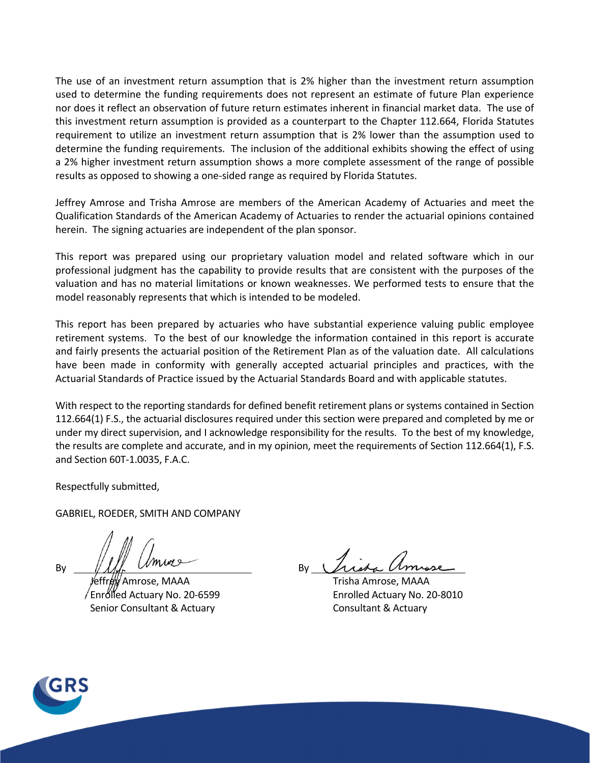The use of an investment return assumption that is 2% higher than the investment return assumption used to determine the funding requirements does not represent an estimate of future Plan experience nor does it reflect an observation of future return estimates inherent in financial market data. The use of this investment return assumption is provided as a counterpart to the Chapter 112.664, Florida Statutes requirement to utilize an investment return assumption that is 2% lower than the assumption used to determine the funding requirements. The inclusion of the additional exhibits showing the effect of using a 2% higher investment return assumption shows a more complete assessment of the range of possible results as opposed to showing a one-sided range as required by Florida Statutes.

Jeffrey Amrose and Trisha Amrose are members of the American Academy of Actuaries and meet the Qualification Standards of the American Academy of Actuaries to render the actuarial opinions contained herein. The signing actuaries are independent of the plan sponsor.

This report was prepared using our proprietary valuation model and related software which in our professional judgment has the capability to provide results that are consistent with the purposes of the valuation and has no material limitations or known weaknesses. We performed tests to ensure that the model reasonably represents that which is intended to be modeled.

This report has been prepared by actuaries who have substantial experience valuing public employee retirement systems. To the best of our knowledge the information contained in this report is accurate and fairly presents the actuarial position of the Retirement Plan as of the valuation date. All calculations have been made in conformity with generally accepted actuarial principles and practices, with the Actuarial Standards of Practice issued by the Actuarial Standards Board and with applicable statutes.

With respect to the reporting standards for defined benefit retirement plans or systems contained in Section 112.664(1) F.S., the actuarial disclosures required under this section were prepared and completed by me or under my direct supervision, and I acknowledge responsibility for the results. To the best of my knowledge, the results are complete and accurate, and in my opinion, meet the requirements of Section 112.664(1), F.S. and Section 60T-1.0035, F.A.C.

Respectfully submitted,

GABRIEL, ROEDER, SMITH AND COMPANY

By ______________________________
Jeffrey Amrose, MAAA
Enrolled Actuary No. 20-6599
Senior Consultant & Actuary

By ______________________________
Trisha Amrose, MAAA
Enrolled Actuary No. 20-8010
Consultant & Actuary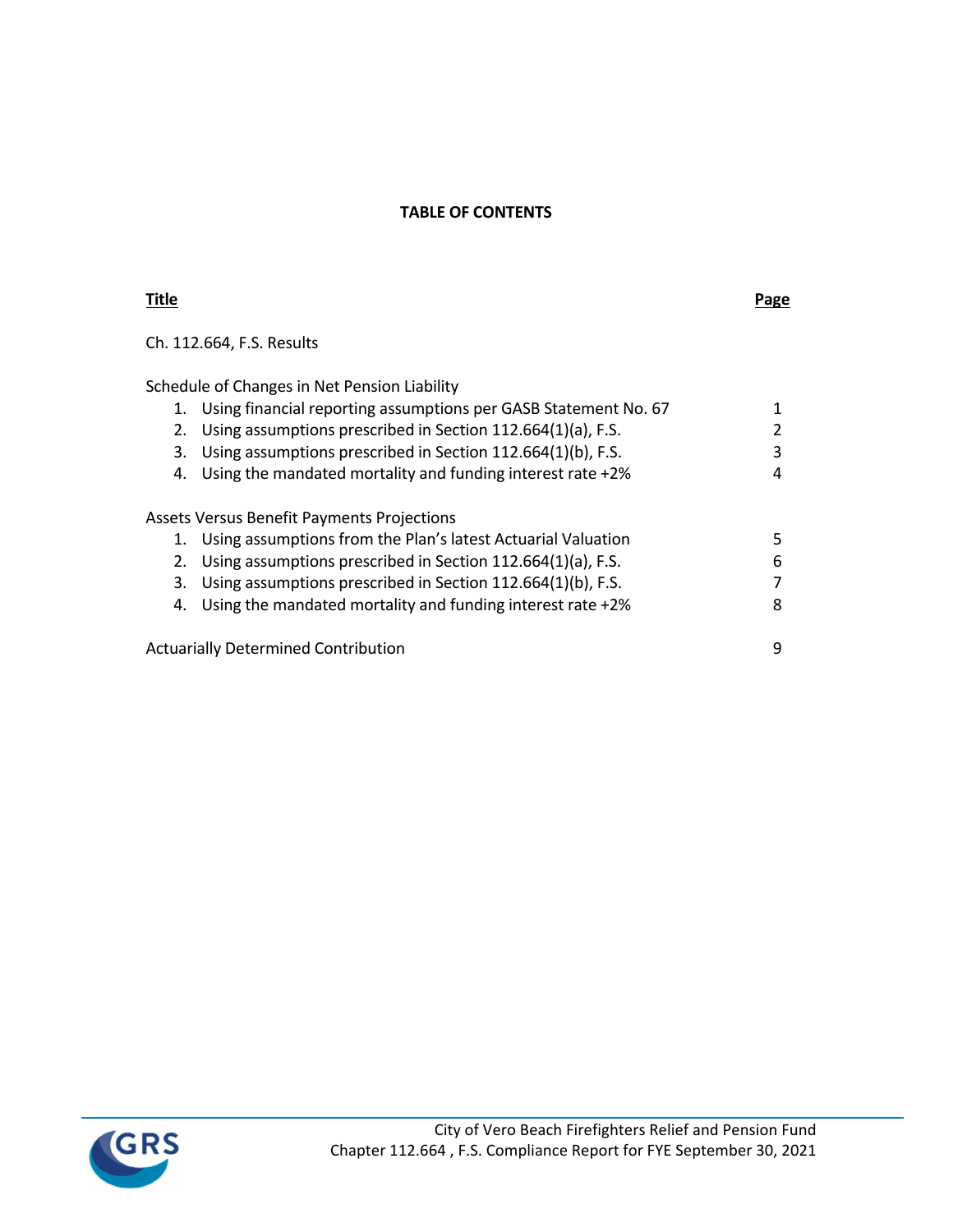# TABLE OF CONTENTS

| Title | Page |
|---|---|
| Ch. 112.664, F.S. Results | |
| Schedule of Changes in Net Pension Liability | |
| 1. Using financial reporting assumptions per GASB Statement No. 67 | 1 |
| 2. Using assumptions prescribed in Section 112.664(1)(a), F.S. | 2 |
| 3. Using assumptions prescribed in Section 112.664(1)(b), F.S. | 3 |
| 4. Using the mandated mortality and funding interest rate +2% | 4 |
| Assets Versus Benefit Payments Projections | |
| 1. Using assumptions from the Plan's latest Actuarial Valuation | 5 |
| 2. Using assumptions prescribed in Section 112.664(1)(a), F.S. | 6 |
| 3. Using assumptions prescribed in Section 112.664(1)(b), F.S. | 7 |
| 4. Using the mandated mortality and funding interest rate +2% | 8 |
| Actuarially Determined Contribution | 9 |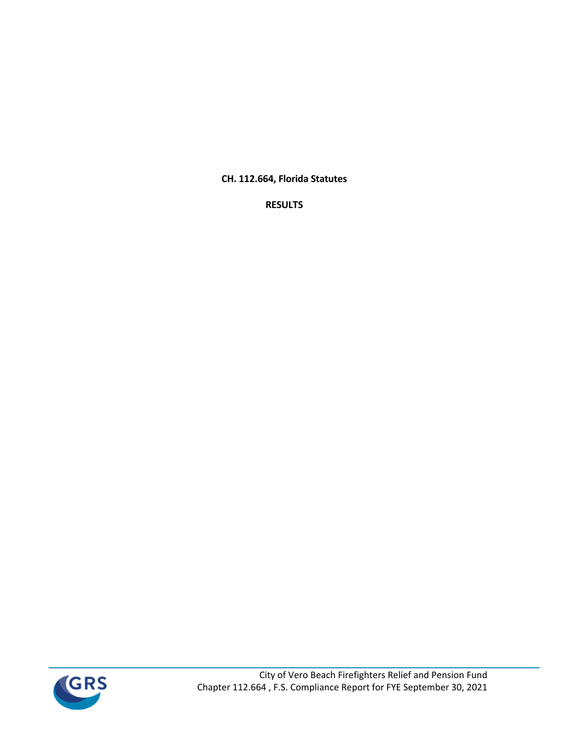**CH. 112.664, Florida Statutes**

**RESULTS**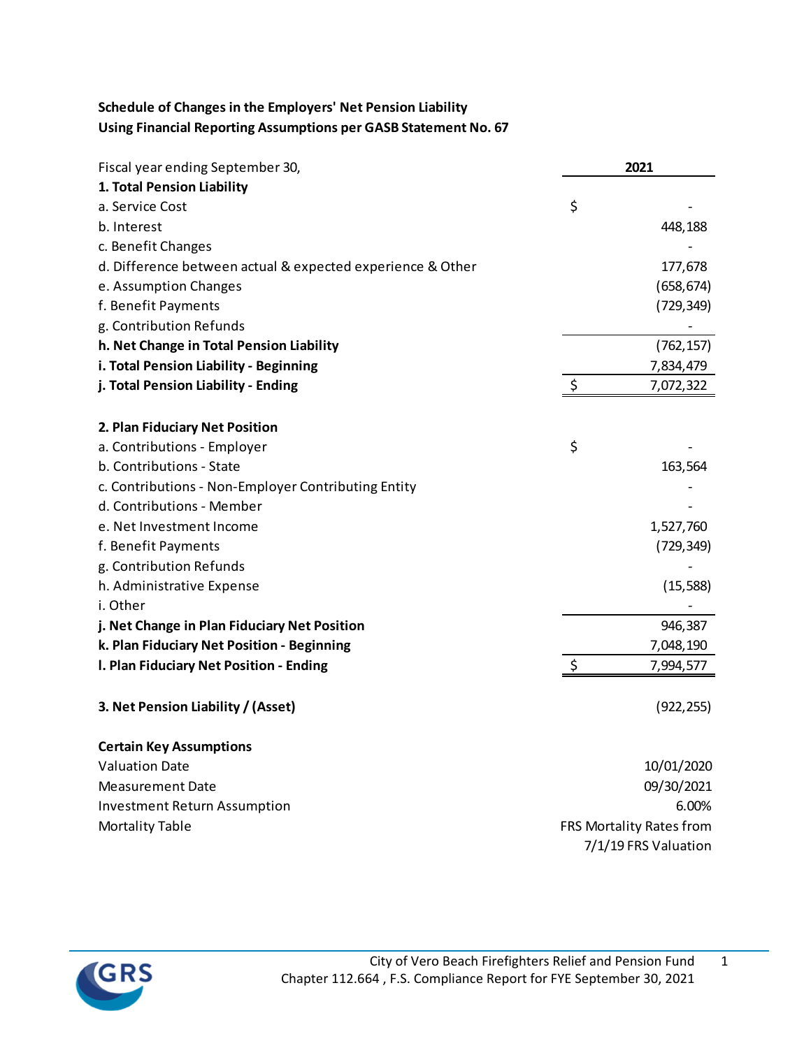**Schedule of Changes in the Employers' Net Pension Liability**
**Using Financial Reporting Assumptions per GASB Statement No. 67**

| Fiscal year ending September 30, | 2021 |
|---|---|
| **1. Total Pension Liability** | |
| a. Service Cost | $ - |
| b. Interest | 448,188 |
| c. Benefit Changes | - |
| d. Difference between actual & expected experience & Other | 177,678 |
| e. Assumption Changes | (658,674) |
| f. Benefit Payments | (729,349) |
| g. Contribution Refunds | - |
| **h. Net Change in Total Pension Liability** | (762,157) |
| **i. Total Pension Liability - Beginning** | 7,834,479 |
| **j. Total Pension Liability - Ending** | $ 7,072,322 |
| | |
| **2. Plan Fiduciary Net Position** | |
| a. Contributions - Employer | $ - |
| b. Contributions - State | 163,564 |
| c. Contributions - Non-Employer Contributing Entity | - |
| d. Contributions - Member | - |
| e. Net Investment Income | 1,527,760 |
| f. Benefit Payments | (729,349) |
| g. Contribution Refunds | - |
| h. Administrative Expense | (15,588) |
| i. Other | - |
| **j. Net Change in Plan Fiduciary Net Position** | 946,387 |
| **k. Plan Fiduciary Net Position - Beginning** | 7,048,190 |
| **l. Plan Fiduciary Net Position - Ending** | $ 7,994,577 |
| | |
| **3. Net Pension Liability / (Asset)** | (922,255) |
| | |
| **Certain Key Assumptions** | |
| Valuation Date | 10/01/2020 |
| Measurement Date | 09/30/2021 |
| Investment Return Assumption | 6.00% |
| Mortality Table | FRS Mortality Rates from 7/1/19 FRS Valuation |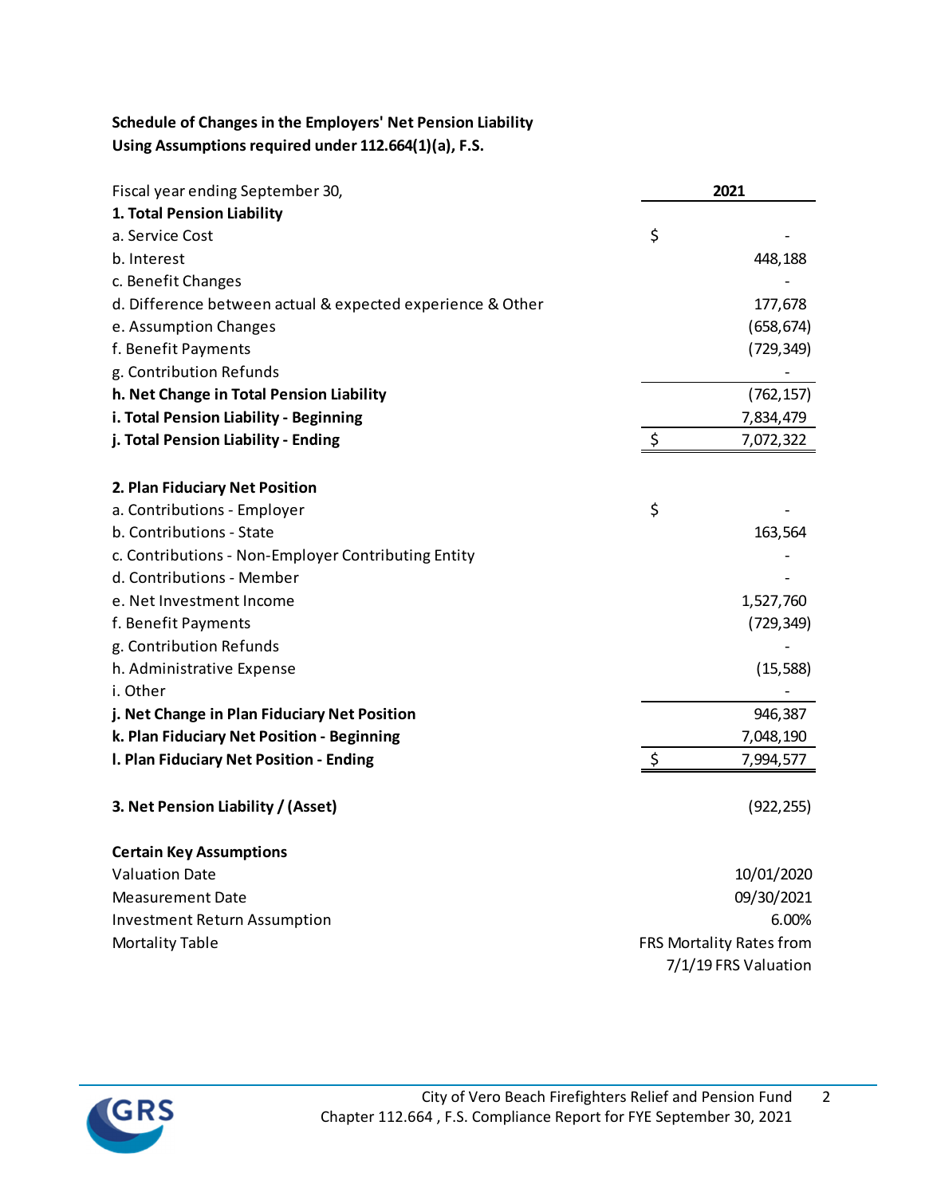**Schedule of Changes in the Employers' Net Pension Liability**
**Using Assumptions required under 112.664(1)(a), F.S.**

| Fiscal year ending September 30, | 2021 |
|---|---|
| **1. Total Pension Liability** | |
| a. Service Cost | $ - |
| b. Interest | 448,188 |
| c. Benefit Changes | - |
| d. Difference between actual & expected experience & Other | 177,678 |
| e. Assumption Changes | (658,674) |
| f. Benefit Payments | (729,349) |
| g. Contribution Refunds | - |
| **h. Net Change in Total Pension Liability** | (762,157) |
| **i. Total Pension Liability - Beginning** | 7,834,479 |
| **j. Total Pension Liability - Ending** | $ 7,072,322 |
| | |
| **2. Plan Fiduciary Net Position** | |
| a. Contributions - Employer | $ - |
| b. Contributions - State | 163,564 |
| c. Contributions - Non-Employer Contributing Entity | - |
| d. Contributions - Member | - |
| e. Net Investment Income | 1,527,760 |
| f. Benefit Payments | (729,349) |
| g. Contribution Refunds | - |
| h. Administrative Expense | (15,588) |
| i. Other | - |
| **j. Net Change in Plan Fiduciary Net Position** | 946,387 |
| **k. Plan Fiduciary Net Position - Beginning** | 7,048,190 |
| **l. Plan Fiduciary Net Position - Ending** | $ 7,994,577 |
| | |
| **3. Net Pension Liability / (Asset)** | (922,255) |
| | |
| **Certain Key Assumptions** | |
| Valuation Date | 10/01/2020 |
| Measurement Date | 09/30/2021 |
| Investment Return Assumption | 6.00% |
| Mortality Table | FRS Mortality Rates from 7/1/19 FRS Valuation |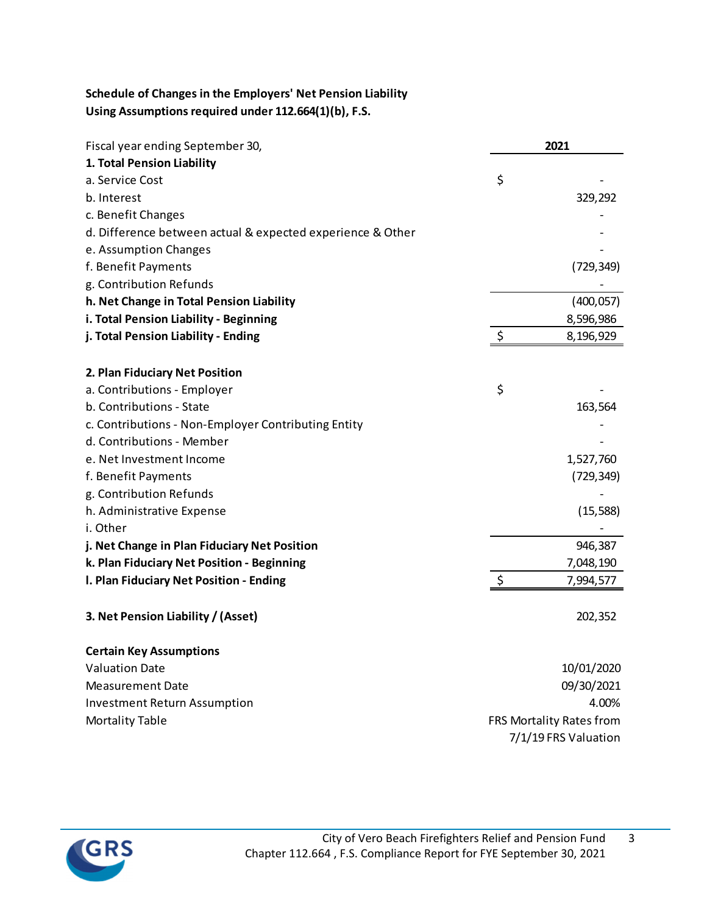**Schedule of Changes in the Employers' Net Pension Liability**
**Using Assumptions required under 112.664(1)(b), F.S.**

| Fiscal year ending September 30, | 2021 |
|---|---|
| **1. Total Pension Liability** | |
| a. Service Cost | $ - |
| b. Interest | 329,292 |
| c. Benefit Changes | - |
| d. Difference between actual & expected experience & Other | - |
| e. Assumption Changes | - |
| f. Benefit Payments | (729,349) |
| g. Contribution Refunds | - |
| **h. Net Change in Total Pension Liability** | (400,057) |
| **i. Total Pension Liability - Beginning** | 8,596,986 |
| **j. Total Pension Liability - Ending** | $ 8,196,929 |
| | |
| **2. Plan Fiduciary Net Position** | |
| a. Contributions - Employer | $ - |
| b. Contributions - State | 163,564 |
| c. Contributions - Non-Employer Contributing Entity | - |
| d. Contributions - Member | - |
| e. Net Investment Income | 1,527,760 |
| f. Benefit Payments | (729,349) |
| g. Contribution Refunds | - |
| h. Administrative Expense | (15,588) |
| i. Other | - |
| **j. Net Change in Plan Fiduciary Net Position** | 946,387 |
| **k. Plan Fiduciary Net Position - Beginning** | 7,048,190 |
| **l. Plan Fiduciary Net Position - Ending** | $ 7,994,577 |
| | |
| **3. Net Pension Liability / (Asset)** | 202,352 |
| | |
| **Certain Key Assumptions** | |
| Valuation Date | 10/01/2020 |
| Measurement Date | 09/30/2021 |
| Investment Return Assumption | 4.00% |
| Mortality Table | FRS Mortality Rates from 7/1/19 FRS Valuation |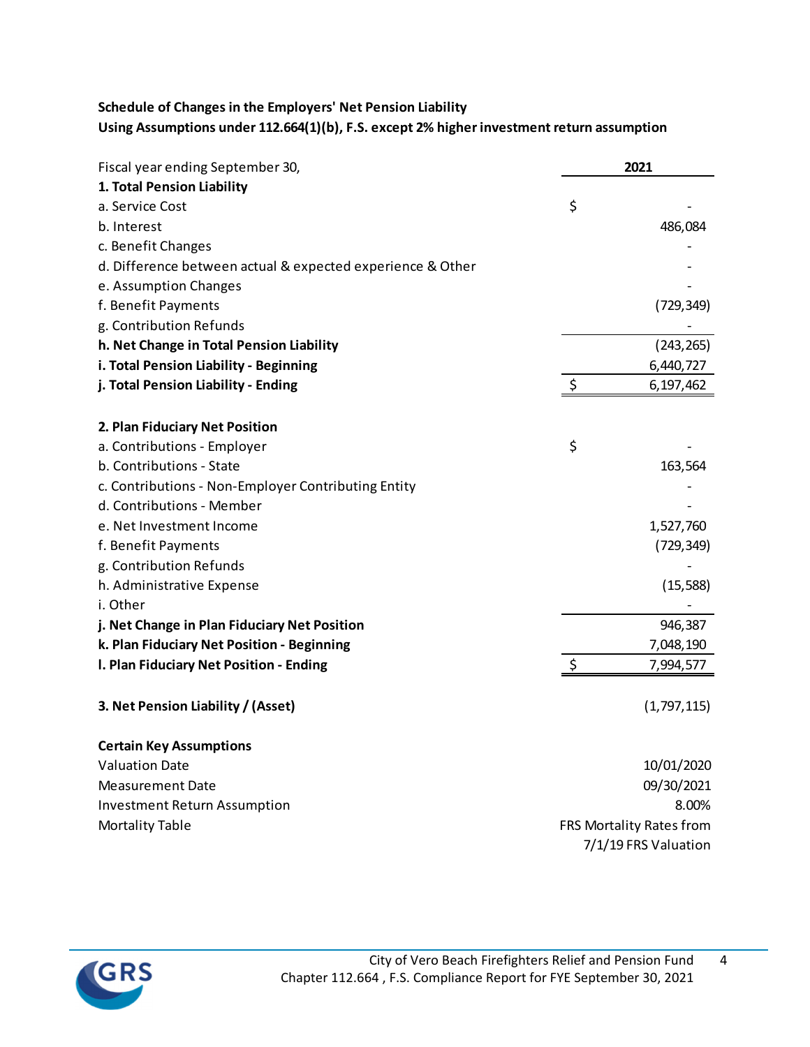**Schedule of Changes in the Employers' Net Pension Liability**
**Using Assumptions under 112.664(1)(b), F.S. except 2% higher investment return assumption**

| Fiscal year ending September 30, | 2021 |
|---|---|
| **1. Total Pension Liability** | |
| a. Service Cost | $ - |
| b. Interest | 486,084 |
| c. Benefit Changes | - |
| d. Difference between actual & expected experience & Other | - |
| e. Assumption Changes | - |
| f. Benefit Payments | (729,349) |
| g. Contribution Refunds | - |
| **h. Net Change in Total Pension Liability** | (243,265) |
| **i. Total Pension Liability - Beginning** | 6,440,727 |
| **j. Total Pension Liability - Ending** | $ 6,197,462 |
| | |
| **2. Plan Fiduciary Net Position** | |
| a. Contributions - Employer | $ - |
| b. Contributions - State | 163,564 |
| c. Contributions - Non-Employer Contributing Entity | - |
| d. Contributions - Member | - |
| e. Net Investment Income | 1,527,760 |
| f. Benefit Payments | (729,349) |
| g. Contribution Refunds | - |
| h. Administrative Expense | (15,588) |
| i. Other | - |
| **j. Net Change in Plan Fiduciary Net Position** | 946,387 |
| **k. Plan Fiduciary Net Position - Beginning** | 7,048,190 |
| **l. Plan Fiduciary Net Position - Ending** | $ 7,994,577 |
| | |
| **3. Net Pension Liability / (Asset)** | (1,797,115) |

**Certain Key Assumptions**

| | |
|---|---|
| Valuation Date | 10/01/2020 |
| Measurement Date | 09/30/2021 |
| Investment Return Assumption | 8.00% |
| Mortality Table | FRS Mortality Rates from 7/1/19 FRS Valuation |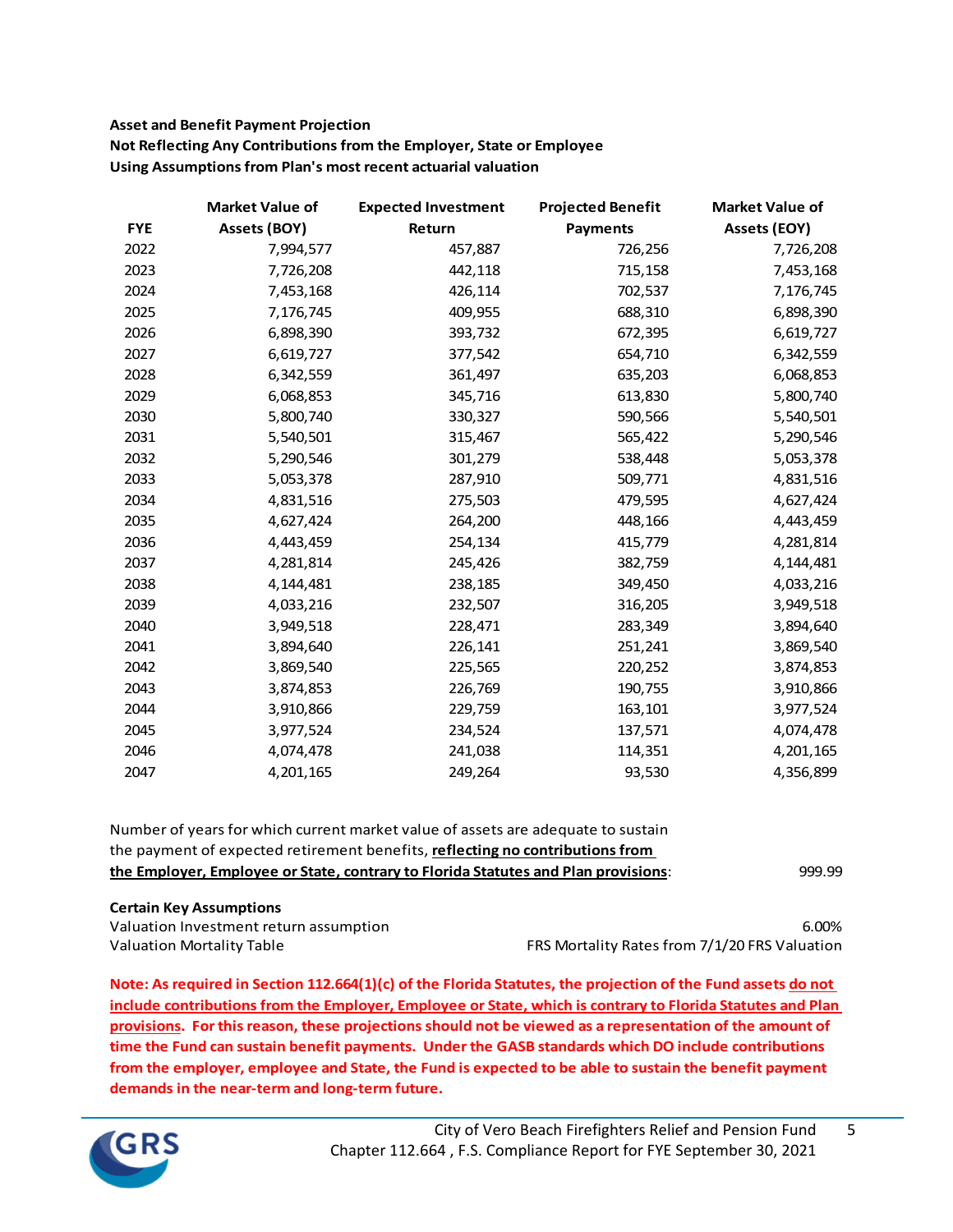**Asset and Benefit Payment Projection**
**Not Reflecting Any Contributions from the Employer, State or Employee**
**Using Assumptions from Plan's most recent actuarial valuation**

| FYE | Market Value of Assets (BOY) | Expected Investment Return | Projected Benefit Payments | Market Value of Assets (EOY) |
|---|---|---|---|---|
| 2022 | 7,994,577 | 457,887 | 726,256 | 7,726,208 |
| 2023 | 7,726,208 | 442,118 | 715,158 | 7,453,168 |
| 2024 | 7,453,168 | 426,114 | 702,537 | 7,176,745 |
| 2025 | 7,176,745 | 409,955 | 688,310 | 6,898,390 |
| 2026 | 6,898,390 | 393,732 | 672,395 | 6,619,727 |
| 2027 | 6,619,727 | 377,542 | 654,710 | 6,342,559 |
| 2028 | 6,342,559 | 361,497 | 635,203 | 6,068,853 |
| 2029 | 6,068,853 | 345,716 | 613,830 | 5,800,740 |
| 2030 | 5,800,740 | 330,327 | 590,566 | 5,540,501 |
| 2031 | 5,540,501 | 315,467 | 565,422 | 5,290,546 |
| 2032 | 5,290,546 | 301,279 | 538,448 | 5,053,378 |
| 2033 | 5,053,378 | 287,910 | 509,771 | 4,831,516 |
| 2034 | 4,831,516 | 275,503 | 479,595 | 4,627,424 |
| 2035 | 4,627,424 | 264,200 | 448,166 | 4,443,459 |
| 2036 | 4,443,459 | 254,134 | 415,779 | 4,281,814 |
| 2037 | 4,281,814 | 245,426 | 382,759 | 4,144,481 |
| 2038 | 4,144,481 | 238,185 | 349,450 | 4,033,216 |
| 2039 | 4,033,216 | 232,507 | 316,205 | 3,949,518 |
| 2040 | 3,949,518 | 228,471 | 283,349 | 3,894,640 |
| 2041 | 3,894,640 | 226,141 | 251,241 | 3,869,540 |
| 2042 | 3,869,540 | 225,565 | 220,252 | 3,874,853 |
| 2043 | 3,874,853 | 226,769 | 190,755 | 3,910,866 |
| 2044 | 3,910,866 | 229,759 | 163,101 | 3,977,524 |
| 2045 | 3,977,524 | 234,524 | 137,571 | 4,074,478 |
| 2046 | 4,074,478 | 241,038 | 114,351 | 4,201,165 |
| 2047 | 4,201,165 | 249,264 | 93,530 | 4,356,899 |

Number of years for which current market value of assets are adequate to sustain the payment of expected retirement benefits, **reflecting no contributions from the Employer, Employee or State, contrary to Florida Statutes and Plan provisions**: 999.99

**Certain Key Assumptions**

| | |
|---|---|
| Valuation Investment return assumption | 6.00% |
| Valuation Mortality Table | FRS Mortality Rates from 7/1/20 FRS Valuation |

**Note: As required in Section 112.664(1)(c) of the Florida Statutes, the projection of the Fund assets do not include contributions from the Employer, Employee or State, which is contrary to Florida Statutes and Plan provisions. For this reason, these projections should not be viewed as a representation of the amount of time the Fund can sustain benefit payments. Under the GASB standards which DO include contributions from the employer, employee and State, the Fund is expected to be able to sustain the benefit payment demands in the near-term and long-term future.**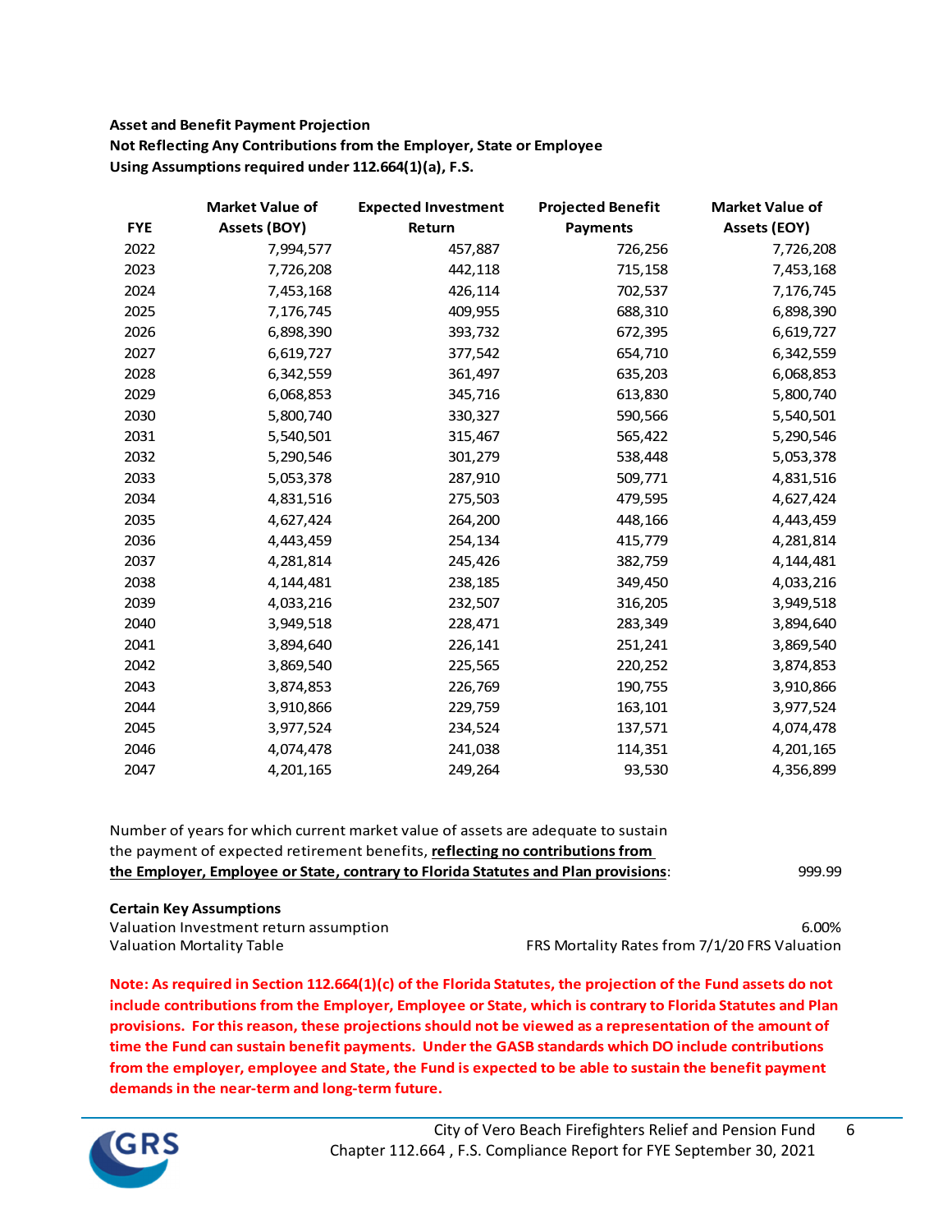**Asset and Benefit Payment Projection**
**Not Reflecting Any Contributions from the Employer, State or Employee**
**Using Assumptions required under 112.664(1)(a), F.S.**

| FYE | Market Value of Assets (BOY) | Expected Investment Return | Projected Benefit Payments | Market Value of Assets (EOY) |
|---|---|---|---|---|
| 2022 | 7,994,577 | 457,887 | 726,256 | 7,726,208 |
| 2023 | 7,726,208 | 442,118 | 715,158 | 7,453,168 |
| 2024 | 7,453,168 | 426,114 | 702,537 | 7,176,745 |
| 2025 | 7,176,745 | 409,955 | 688,310 | 6,898,390 |
| 2026 | 6,898,390 | 393,732 | 672,395 | 6,619,727 |
| 2027 | 6,619,727 | 377,542 | 654,710 | 6,342,559 |
| 2028 | 6,342,559 | 361,497 | 635,203 | 6,068,853 |
| 2029 | 6,068,853 | 345,716 | 613,830 | 5,800,740 |
| 2030 | 5,800,740 | 330,327 | 590,566 | 5,540,501 |
| 2031 | 5,540,501 | 315,467 | 565,422 | 5,290,546 |
| 2032 | 5,290,546 | 301,279 | 538,448 | 5,053,378 |
| 2033 | 5,053,378 | 287,910 | 509,771 | 4,831,516 |
| 2034 | 4,831,516 | 275,503 | 479,595 | 4,627,424 |
| 2035 | 4,627,424 | 264,200 | 448,166 | 4,443,459 |
| 2036 | 4,443,459 | 254,134 | 415,779 | 4,281,814 |
| 2037 | 4,281,814 | 245,426 | 382,759 | 4,144,481 |
| 2038 | 4,144,481 | 238,185 | 349,450 | 4,033,216 |
| 2039 | 4,033,216 | 232,507 | 316,205 | 3,949,518 |
| 2040 | 3,949,518 | 228,471 | 283,349 | 3,894,640 |
| 2041 | 3,894,640 | 226,141 | 251,241 | 3,869,540 |
| 2042 | 3,869,540 | 225,565 | 220,252 | 3,874,853 |
| 2043 | 3,874,853 | 226,769 | 190,755 | 3,910,866 |
| 2044 | 3,910,866 | 229,759 | 163,101 | 3,977,524 |
| 2045 | 3,977,524 | 234,524 | 137,571 | 4,074,478 |
| 2046 | 4,074,478 | 241,038 | 114,351 | 4,201,165 |
| 2047 | 4,201,165 | 249,264 | 93,530 | 4,356,899 |

Number of years for which current market value of assets are adequate to sustain the payment of expected retirement benefits, **reflecting no contributions from the Employer, Employee or State, contrary to Florida Statutes and Plan provisions**: 999.99

**Certain Key Assumptions**

| | |
|---|---|
| Valuation Investment return assumption | 6.00% |
| Valuation Mortality Table | FRS Mortality Rates from 7/1/20 FRS Valuation |

**Note: As required in Section 112.664(1)(c) of the Florida Statutes, the projection of the Fund assets do not include contributions from the Employer, Employee or State, which is contrary to Florida Statutes and Plan provisions. For this reason, these projections should not be viewed as a representation of the amount of time the Fund can sustain benefit payments. Under the GASB standards which DO include contributions from the employer, employee and State, the Fund is expected to be able to sustain the benefit payment demands in the near-term and long-term future.**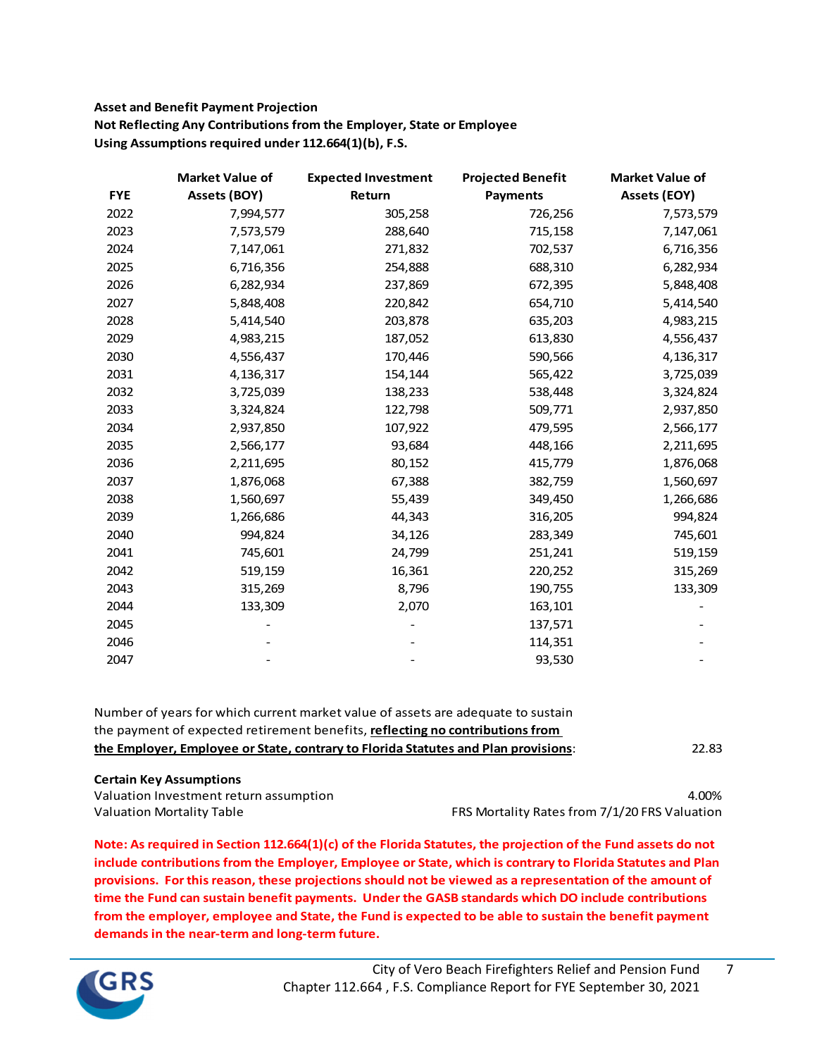**Asset and Benefit Payment Projection**
**Not Reflecting Any Contributions from the Employer, State or Employee**
**Using Assumptions required under 112.664(1)(b), F.S.**

| FYE | Market Value of Assets (BOY) | Expected Investment Return | Projected Benefit Payments | Market Value of Assets (EOY) |
|---|---|---|---|---|
| 2022 | 7,994,577 | 305,258 | 726,256 | 7,573,579 |
| 2023 | 7,573,579 | 288,640 | 715,158 | 7,147,061 |
| 2024 | 7,147,061 | 271,832 | 702,537 | 6,716,356 |
| 2025 | 6,716,356 | 254,888 | 688,310 | 6,282,934 |
| 2026 | 6,282,934 | 237,869 | 672,395 | 5,848,408 |
| 2027 | 5,848,408 | 220,842 | 654,710 | 5,414,540 |
| 2028 | 5,414,540 | 203,878 | 635,203 | 4,983,215 |
| 2029 | 4,983,215 | 187,052 | 613,830 | 4,556,437 |
| 2030 | 4,556,437 | 170,446 | 590,566 | 4,136,317 |
| 2031 | 4,136,317 | 154,144 | 565,422 | 3,725,039 |
| 2032 | 3,725,039 | 138,233 | 538,448 | 3,324,824 |
| 2033 | 3,324,824 | 122,798 | 509,771 | 2,937,850 |
| 2034 | 2,937,850 | 107,922 | 479,595 | 2,566,177 |
| 2035 | 2,566,177 | 93,684 | 448,166 | 2,211,695 |
| 2036 | 2,211,695 | 80,152 | 415,779 | 1,876,068 |
| 2037 | 1,876,068 | 67,388 | 382,759 | 1,560,697 |
| 2038 | 1,560,697 | 55,439 | 349,450 | 1,266,686 |
| 2039 | 1,266,686 | 44,343 | 316,205 | 994,824 |
| 2040 | 994,824 | 34,126 | 283,349 | 745,601 |
| 2041 | 745,601 | 24,799 | 251,241 | 519,159 |
| 2042 | 519,159 | 16,361 | 220,252 | 315,269 |
| 2043 | 315,269 | 8,796 | 190,755 | 133,309 |
| 2044 | 133,309 | 2,070 | 163,101 | - |
| 2045 | - | - | 137,571 | - |
| 2046 | - | - | 114,351 | - |
| 2047 | - | - | 93,530 | - |

Number of years for which current market value of assets are adequate to sustain the payment of expected retirement benefits, **reflecting no contributions from the Employer, Employee or State, contrary to Florida Statutes and Plan provisions**: 22.83

**Certain Key Assumptions**

| | |
|---|---|
| Valuation Investment return assumption | 4.00% |
| Valuation Mortality Table | FRS Mortality Rates from 7/1/20 FRS Valuation |

**Note: As required in Section 112.664(1)(c) of the Florida Statutes, the projection of the Fund assets do not include contributions from the Employer, Employee or State, which is contrary to Florida Statutes and Plan provisions. For this reason, these projections should not be viewed as a representation of the amount of time the Fund can sustain benefit payments. Under the GASB standards which DO include contributions from the employer, employee and State, the Fund is expected to be able to sustain the benefit payment demands in the near-term and long-term future.**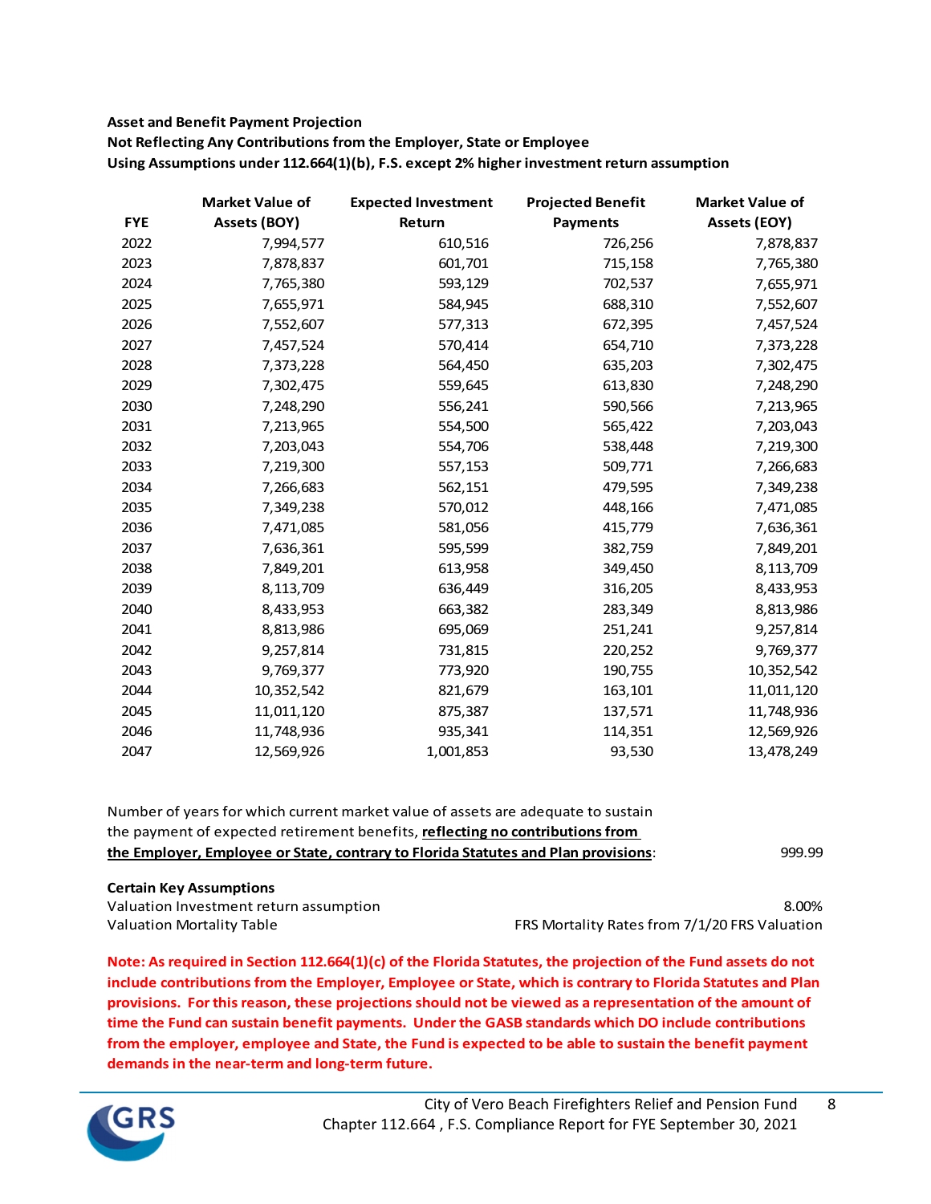**Asset and Benefit Payment Projection**
**Not Reflecting Any Contributions from the Employer, State or Employee**
**Using Assumptions under 112.664(1)(b), F.S. except 2% higher investment return assumption**

| FYE | Market Value of Assets (BOY) | Expected Investment Return | Projected Benefit Payments | Market Value of Assets (EOY) |
|---|---|---|---|---|
| 2022 | 7,994,577 | 610,516 | 726,256 | 7,878,837 |
| 2023 | 7,878,837 | 601,701 | 715,158 | 7,765,380 |
| 2024 | 7,765,380 | 593,129 | 702,537 | 7,655,971 |
| 2025 | 7,655,971 | 584,945 | 688,310 | 7,552,607 |
| 2026 | 7,552,607 | 577,313 | 672,395 | 7,457,524 |
| 2027 | 7,457,524 | 570,414 | 654,710 | 7,373,228 |
| 2028 | 7,373,228 | 564,450 | 635,203 | 7,302,475 |
| 2029 | 7,302,475 | 559,645 | 613,830 | 7,248,290 |
| 2030 | 7,248,290 | 556,241 | 590,566 | 7,213,965 |
| 2031 | 7,213,965 | 554,500 | 565,422 | 7,203,043 |
| 2032 | 7,203,043 | 554,706 | 538,448 | 7,219,300 |
| 2033 | 7,219,300 | 557,153 | 509,771 | 7,266,683 |
| 2034 | 7,266,683 | 562,151 | 479,595 | 7,349,238 |
| 2035 | 7,349,238 | 570,012 | 448,166 | 7,471,085 |
| 2036 | 7,471,085 | 581,056 | 415,779 | 7,636,361 |
| 2037 | 7,636,361 | 595,599 | 382,759 | 7,849,201 |
| 2038 | 7,849,201 | 613,958 | 349,450 | 8,113,709 |
| 2039 | 8,113,709 | 636,449 | 316,205 | 8,433,953 |
| 2040 | 8,433,953 | 663,382 | 283,349 | 8,813,986 |
| 2041 | 8,813,986 | 695,069 | 251,241 | 9,257,814 |
| 2042 | 9,257,814 | 731,815 | 220,252 | 9,769,377 |
| 2043 | 9,769,377 | 773,920 | 190,755 | 10,352,542 |
| 2044 | 10,352,542 | 821,679 | 163,101 | 11,011,120 |
| 2045 | 11,011,120 | 875,387 | 137,571 | 11,748,936 |
| 2046 | 11,748,936 | 935,341 | 114,351 | 12,569,926 |
| 2047 | 12,569,926 | 1,001,853 | 93,530 | 13,478,249 |

Number of years for which current market value of assets are adequate to sustain the payment of expected retirement benefits, **reflecting no contributions from the Employer, Employee or State, contrary to Florida Statutes and Plan provisions**: 999.99

**Certain Key Assumptions**

| | |
|---|---|
| Valuation Investment return assumption | 8.00% |
| Valuation Mortality Table | FRS Mortality Rates from 7/1/20 FRS Valuation |

**Note: As required in Section 112.664(1)(c) of the Florida Statutes, the projection of the Fund assets do not include contributions from the Employer, Employee or State, which is contrary to Florida Statutes and Plan provisions. For this reason, these projections should not be viewed as a representation of the amount of time the Fund can sustain benefit payments. Under the GASB standards which DO include contributions from the employer, employee and State, the Fund is expected to be able to sustain the benefit payment demands in the near-term and long-term future.**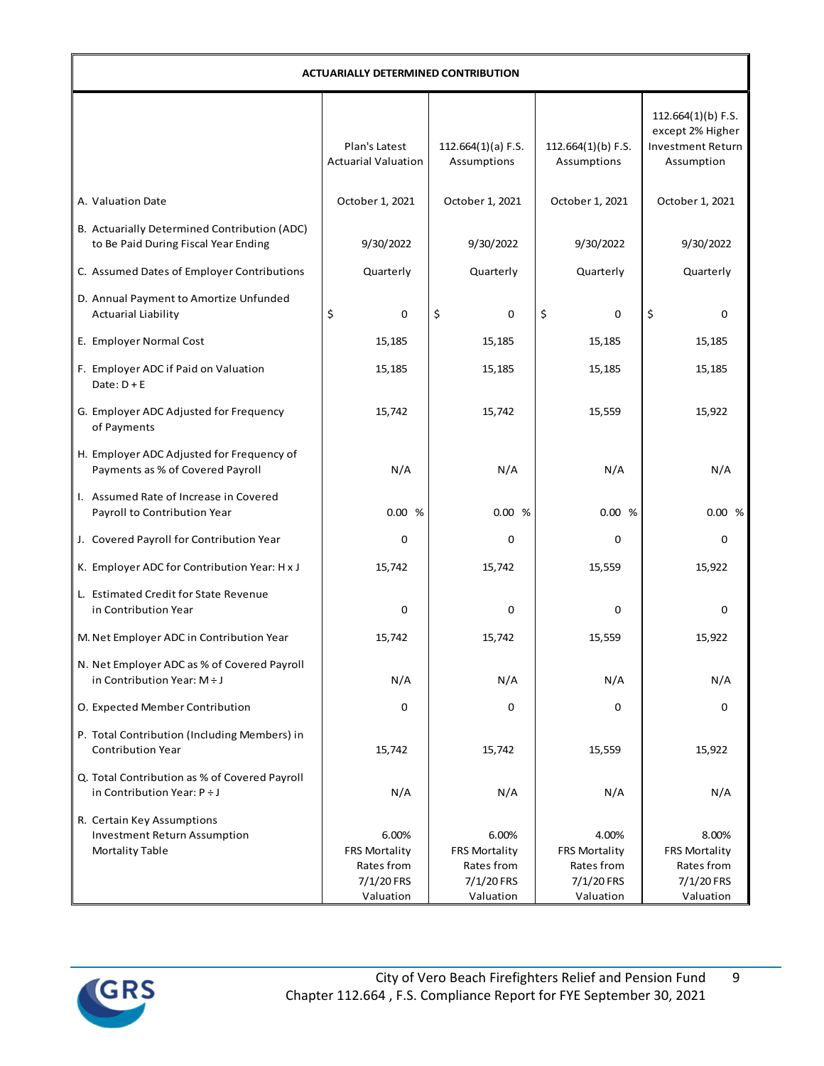| ACTUARIALLY DETERMINED CONTRIBUTION | Plan's Latest Actuarial Valuation | 112.664(1)(a) F.S. Assumptions | 112.664(1)(b) F.S. Assumptions | 112.664(1)(b) F.S. except 2% Higher Investment Return Assumption |
|---|---|---|---|---|
| A. Valuation Date | October 1, 2021 | October 1, 2021 | October 1, 2021 | October 1, 2021 |
| B. Actuarially Determined Contribution (ADC) to Be Paid During Fiscal Year Ending | 9/30/2022 | 9/30/2022 | 9/30/2022 | 9/30/2022 |
| C. Assumed Dates of Employer Contributions | Quarterly | Quarterly | Quarterly | Quarterly |
| D. Annual Payment to Amortize Unfunded Actuarial Liability | $ 0 | $ 0 | $ 0 | $ 0 |
| E. Employer Normal Cost | 15,185 | 15,185 | 15,185 | 15,185 |
| F. Employer ADC if Paid on Valuation Date: D + E | 15,185 | 15,185 | 15,185 | 15,185 |
| G. Employer ADC Adjusted for Frequency of Payments | 15,742 | 15,742 | 15,559 | 15,922 |
| H. Employer ADC Adjusted for Frequency of Payments as % of Covered Payroll | N/A | N/A | N/A | N/A |
| I. Assumed Rate of Increase in Covered Payroll to Contribution Year | 0.00 % | 0.00 % | 0.00 % | 0.00 % |
| J. Covered Payroll for Contribution Year | 0 | 0 | 0 | 0 |
| K. Employer ADC for Contribution Year: H x J | 15,742 | 15,742 | 15,559 | 15,922 |
| L. Estimated Credit for State Revenue in Contribution Year | 0 | 0 | 0 | 0 |
| M. Net Employer ADC in Contribution Year | 15,742 | 15,742 | 15,559 | 15,922 |
| N. Net Employer ADC as % of Covered Payroll in Contribution Year: M ÷ J | N/A | N/A | N/A | N/A |
| O. Expected Member Contribution | 0 | 0 | 0 | 0 |
| P. Total Contribution (Including Members) in Contribution Year | 15,742 | 15,742 | 15,559 | 15,922 |
| Q. Total Contribution as % of Covered Payroll in Contribution Year: P ÷ J | N/A | N/A | N/A | N/A |
| R. Certain Key Assumptions<br>Investment Return Assumption<br>Mortality Table | <br>6.00%<br>FRS Mortality Rates from 7/1/20 FRS Valuation | <br>6.00%<br>FRS Mortality Rates from 7/1/20 FRS Valuation | <br>4.00%<br>FRS Mortality Rates from 7/1/20 FRS Valuation | <br>8.00%<br>FRS Mortality Rates from 7/1/20 FRS Valuation |